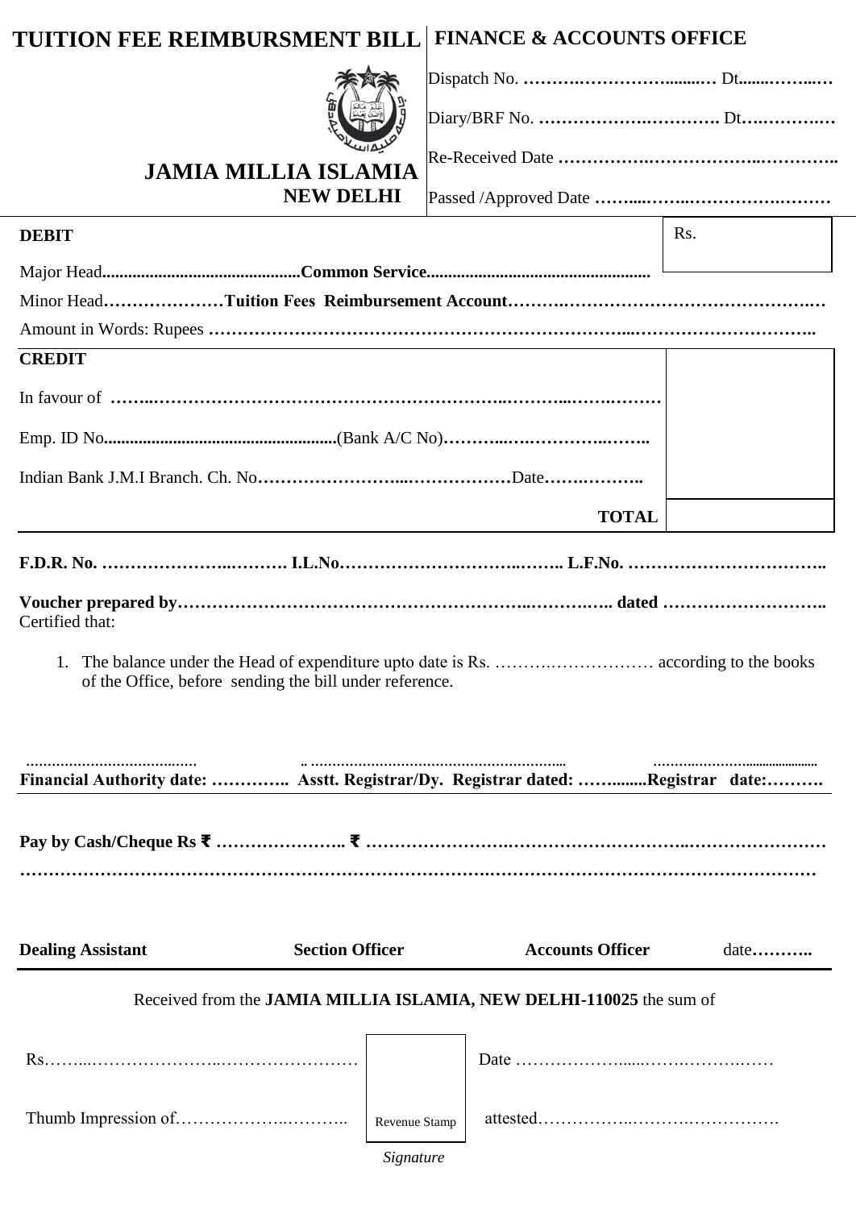# TUITION FEE REIMBURSMENT BILL

## JAMIA MILLIA ISLAMIA
### NEW DELHI

## FINANCE & ACCOUNTS OFFICE

Dispatch No. ………………………………… Dt…………

Diary/BRF No. …………………………….. Dt……………

Re-Received Date ……………………………………………..

Passed /Approved Date ……………………………………

| **DEBIT** | Rs. |
|---|---|

Major Head.............................................**Common Service**...................................................

Minor Head…………………**Tuition Fees Reimbursement Account**…………………………………………………

Amount in Words: Rupees ………………………………………………………………………………………………..

| **CREDIT** | |
|---|---|
| In favour of …………………………………………………………………………………………… | |
| Emp. ID No......................................................(Bank A/C No)…………………………….. | |
| Indian Bank J.M.I Branch. Ch. No……………………………………………Date……………….. | |
| **TOTAL** | |

**F.D.R. No. ………………………….. I.L.No………………………………….. L.F.No. ……………………………..**

**Voucher prepared by………………………………………………………………………….. dated ………………………..**

Certified that:

1. The balance under the Head of expenditure upto date is Rs. ……………………………… according to the books of the Office, before sending the bill under reference.

....................................... .. ......................................................... .......................................

**Financial Authority date: ………….. Asstt. Registrar/Dy. Registrar dated: …….......Registrar date:……….**

**Pay by Cash/Cheque Rs ₹ ………………….. ₹ ……………………………………………………………………………**

**………………………………………………………………………………………………………………………………**

**Dealing Assistant** **Section Officer** **Accounts Officer** date**………..**

Received from the **JAMIA MILLIA ISLAMIA, NEW DELHI-110025** the sum of

Rs……………………………………………………… Revenue Stamp Date ………………………………………………

Thumb Impression of………………………….. attested………………………………………

*Signature*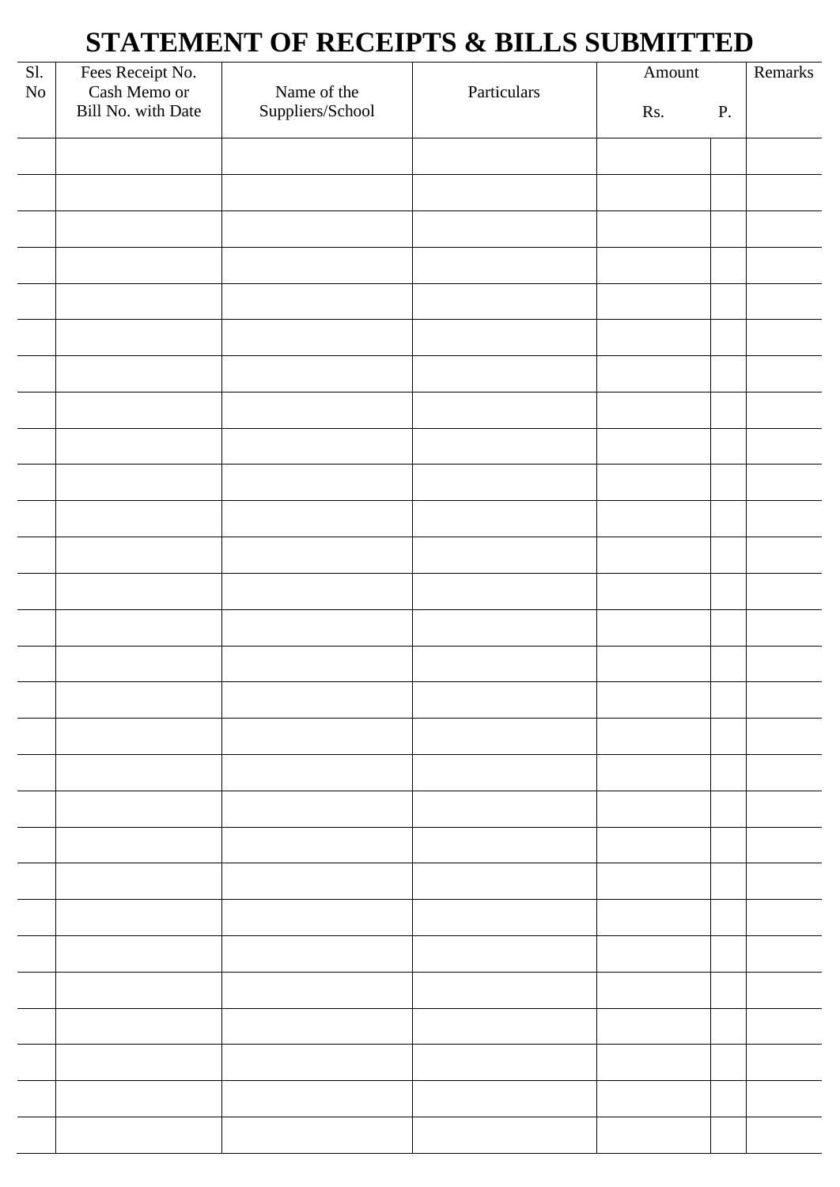# STATEMENT OF RECEIPTS & BILLS SUBMITTED

| Sl. No | Fees Receipt No. Cash Memo or Bill No. with Date | Name of the Suppliers/School | Particulars | Amount | | Remarks |
|---|---|---|---|---|---|---|
| | | | | Rs. | P. | |
| | | | | | | |
| | | | | | | |
| | | | | | | |
| | | | | | | |
| | | | | | | |
| | | | | | | |
| | | | | | | |
| | | | | | | |
| | | | | | | |
| | | | | | | |
| | | | | | | |
| | | | | | | |
| | | | | | | |
| | | | | | | |
| | | | | | | |
| | | | | | | |
| | | | | | | |
| | | | | | | |
| | | | | | | |
| | | | | | | |
| | | | | | | |
| | | | | | | |
| | | | | | | |
| | | | | | | |
| | | | | | | |
| | | | | | | |
| | | | | | | |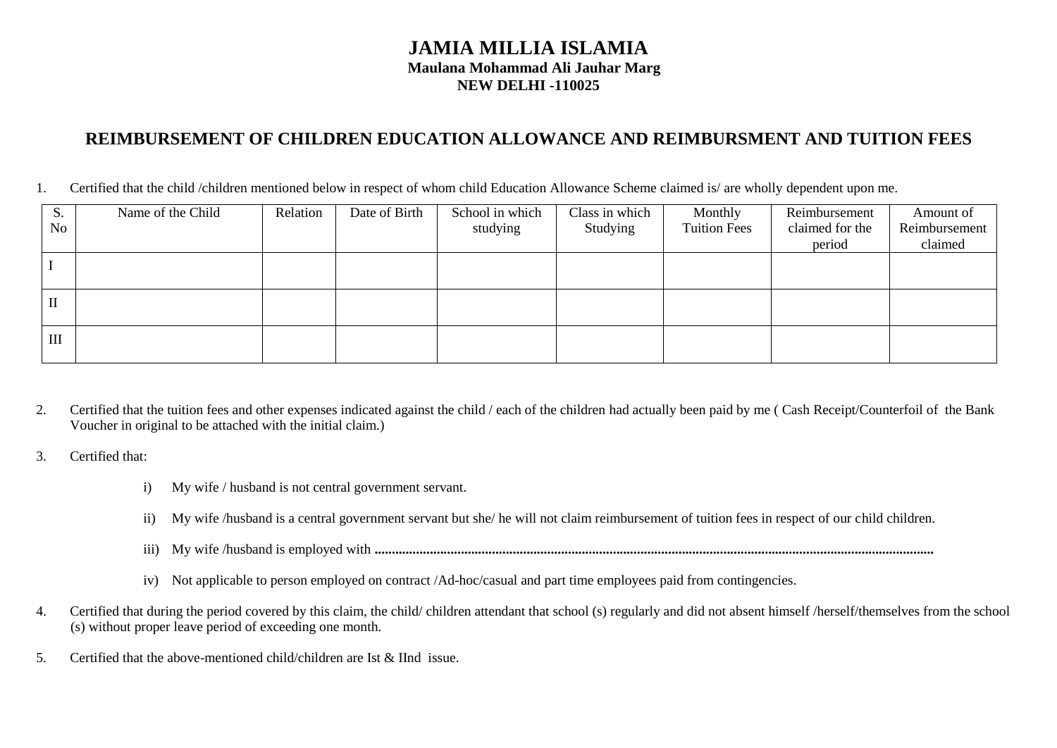# JAMIA MILLIA ISLAMIA

**Maulana Mohammad Ali Jauhar Marg**
**NEW DELHI -110025**

## REIMBURSEMENT OF CHILDREN EDUCATION ALLOWANCE AND REIMBURSMENT AND TUITION FEES

1. Certified that the child /children mentioned below in respect of whom child Education Allowance Scheme claimed is/ are wholly dependent upon me.

| S. No | Name of the Child | Relation | Date of Birth | School in which studying | Class in which Studying | Monthly Tuition Fees | Reimbursement claimed for the period | Amount of Reimbursement claimed |
|---|---|---|---|---|---|---|---|---|
| I | | | | | | | | |
| II | | | | | | | | |
| III | | | | | | | | |

2. Certified that the tuition fees and other expenses indicated against the child / each of the children had actually been paid by me ( Cash Receipt/Counterfoil of the Bank Voucher in original to be attached with the initial claim.)

3. Certified that:

   i) My wife / husband is not central government servant.

   ii) My wife /husband is a central government servant but she/ he will not claim reimbursement of tuition fees in respect of our child children.

   iii) My wife /husband is employed with **.................................................................................................................................................................**

   iv) Not applicable to person employed on contract /Ad-hoc/casual and part time employees paid from contingencies.

4. Certified that during the period covered by this claim, the child/ children attendant that school (s) regularly and did not absent himself /herself/themselves from the school (s) without proper leave period of exceeding one month.

5. Certified that the above-mentioned child/children are Ist & IInd issue.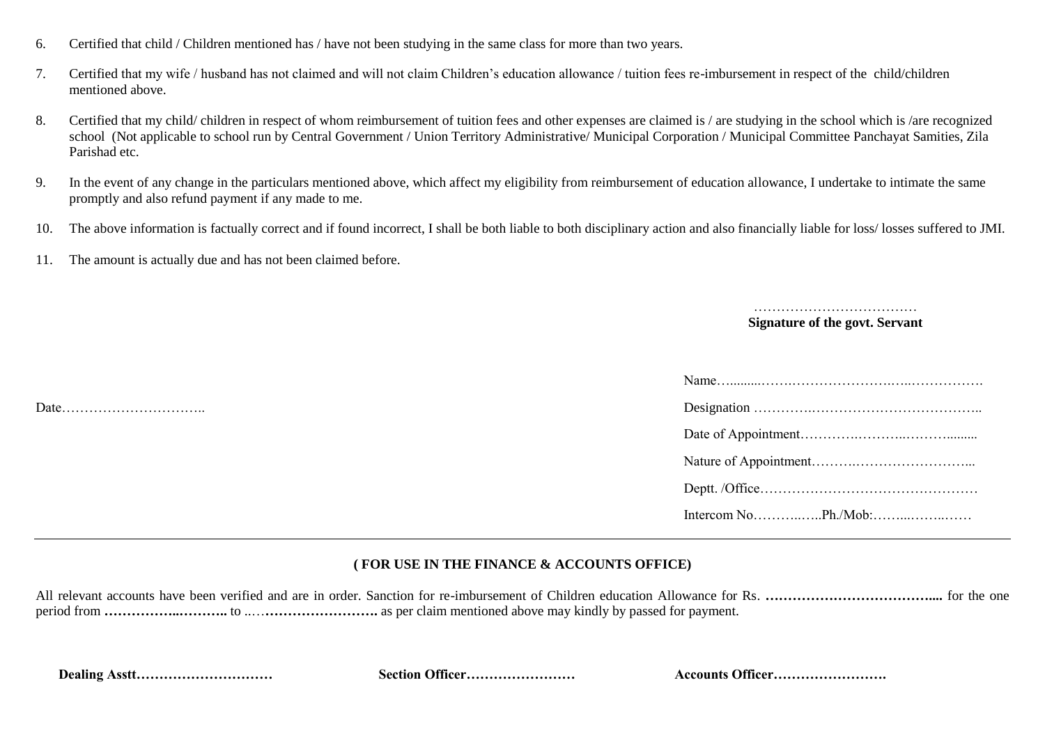6. Certified that child / Children mentioned has / have not been studying in the same class for more than two years.

7. Certified that my wife / husband has not claimed and will not claim Children's education allowance / tuition fees re-imbursement in respect of the child/children mentioned above.

8. Certified that my child/ children in respect of whom reimbursement of tuition fees and other expenses are claimed is / are studying in the school which is /are recognized school (Not applicable to school run by Central Government / Union Territory Administrative/ Municipal Corporation / Municipal Committee Panchayat Samities, Zila Parishad etc.

9. In the event of any change in the particulars mentioned above, which affect my eligibility from reimbursement of education allowance, I undertake to intimate the same promptly and also refund payment if any made to me.

10. The above information is factually correct and if found incorrect, I shall be both liable to both disciplinary action and also financially liable for loss/ losses suffered to JMI.

11. The amount is actually due and has not been claimed before.

………………………………
**Signature of the govt. Servant**

Date…………………………..

Name…..........……….……………….…..…………….

Designation ………….……………………………..

Date of Appointment………….……….………........

Nature of Appointment……….……………………...

Deptt. /Office…………….……………………………

Intercom No………..…..Ph./Mob:……...……..……

---

**( FOR USE IN THE FINANCE & ACCOUNTS OFFICE)**

All relevant accounts have been verified and are in order. Sanction for re-imbursement of Children education Allowance for Rs. **……………………………….....** for the one period from **……………..……….** to ..**…………………………** as per claim mentioned above may kindly by passed for payment.

**Dealing Asstt…………………………** **Section Officer……………………** **Accounts Officer…………………….**